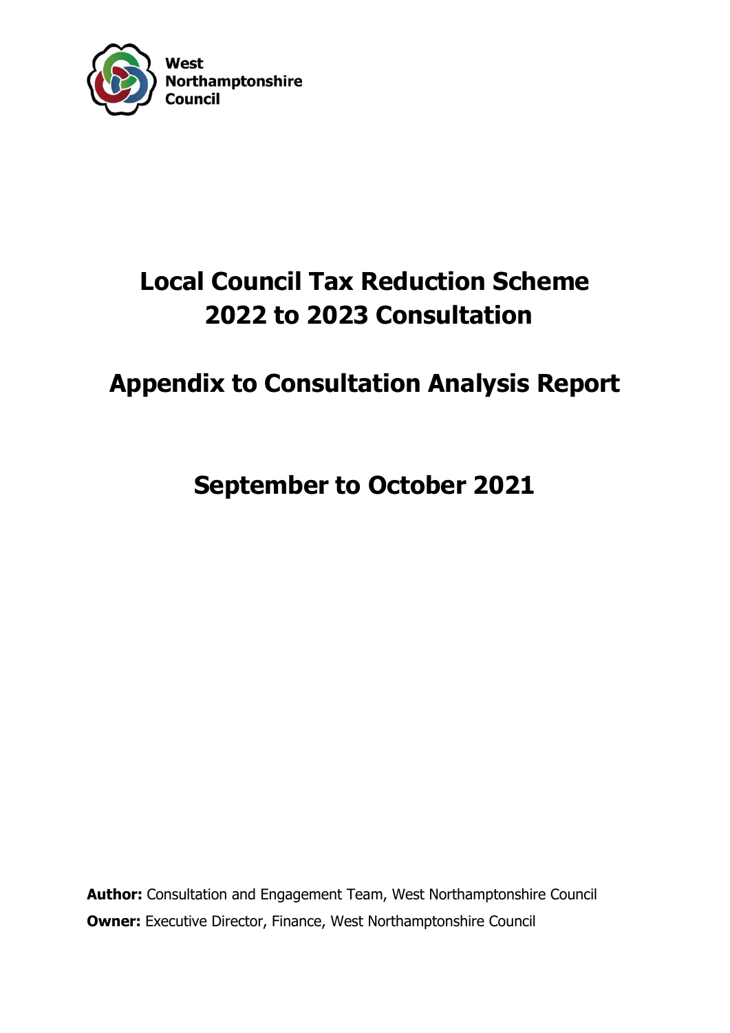West Northamptonshire Council

# Local Council Tax Reduction Scheme 2022 to 2023 Consultation

# Appendix to Consultation Analysis Report

# September to October 2021

**Author:** Consultation and Engagement Team, West Northamptonshire Council

**Owner:** Executive Director, Finance, West Northamptonshire Council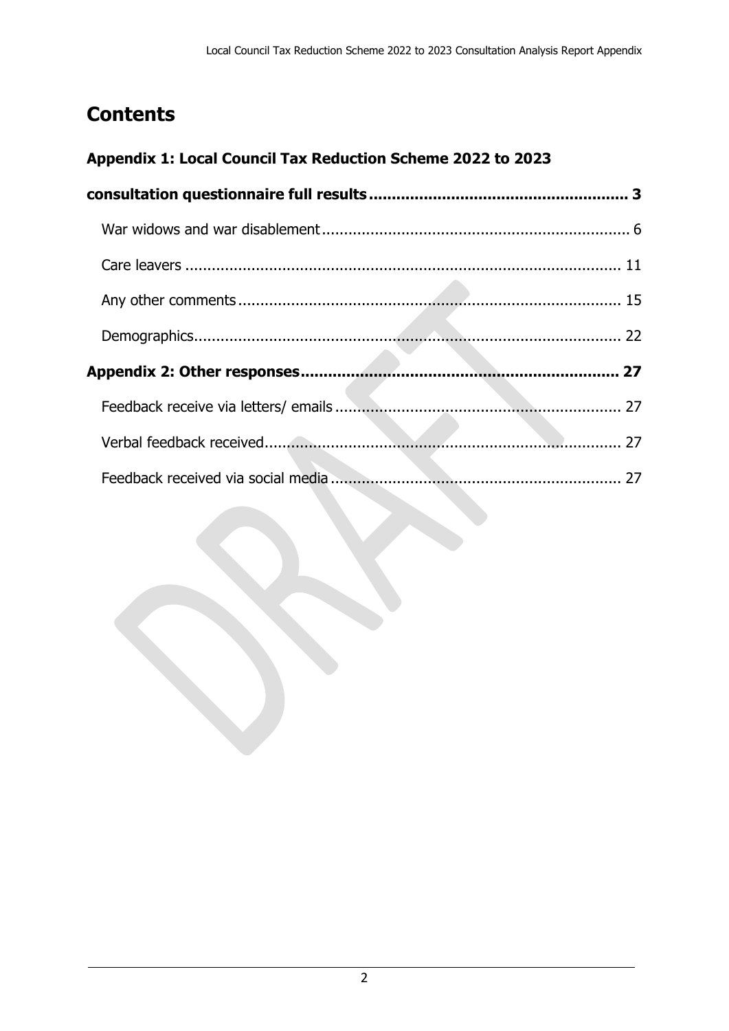# Contents

**Appendix 1: Local Council Tax Reduction Scheme 2022 to 2023 consultation questionnaire full results ........ 3**

- War widows and war disablement ........ 6
- Care leavers ........ 11
- Any other comments ........ 15
- Demographics ........ 22

**Appendix 2: Other responses ........ 27**

- Feedback receive via letters/ emails ........ 27
- Verbal feedback received ........ 27
- Feedback received via social media ........ 27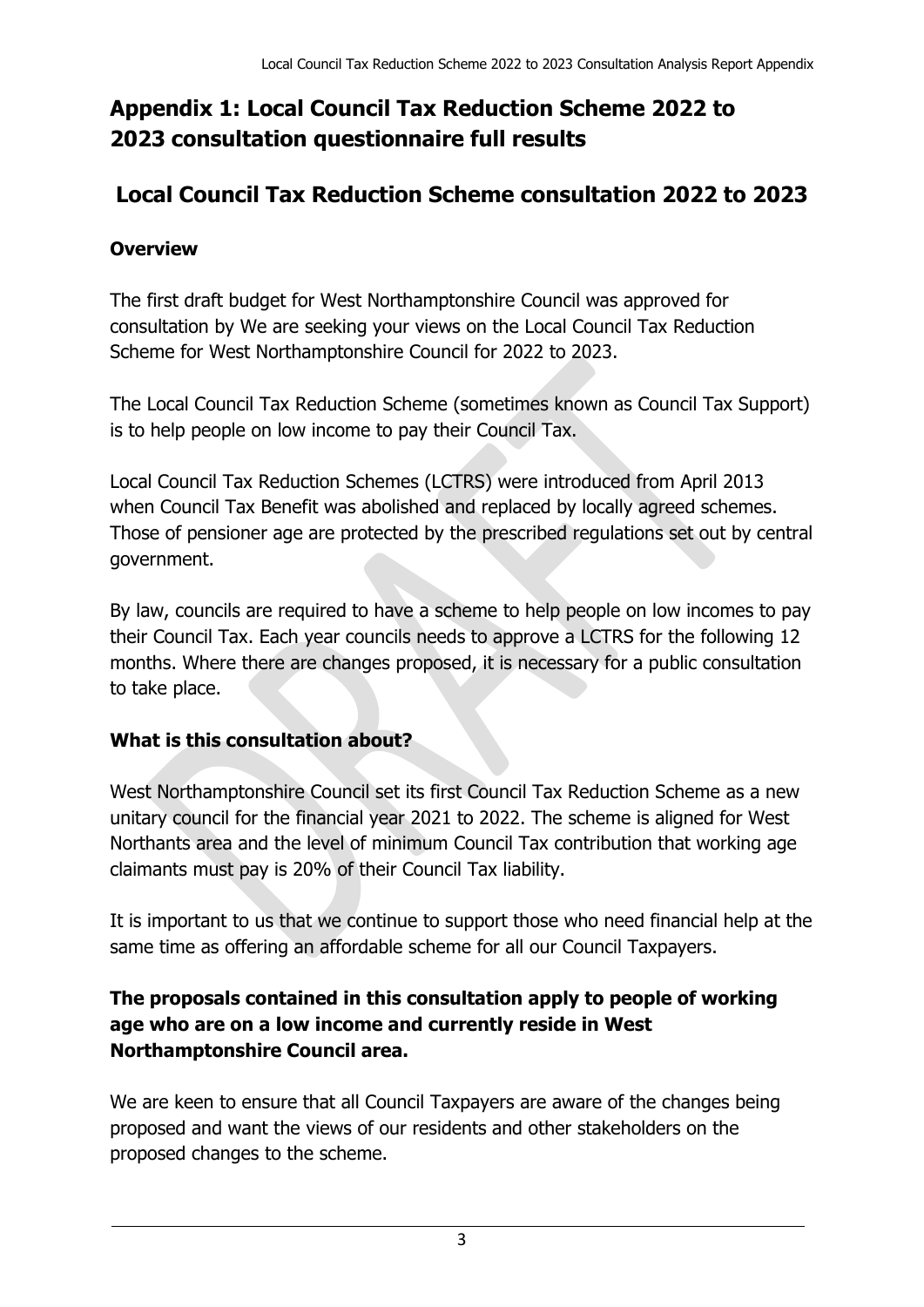# Appendix 1: Local Council Tax Reduction Scheme 2022 to 2023 consultation questionnaire full results

## Local Council Tax Reduction Scheme consultation 2022 to 2023

### Overview

The first draft budget for West Northamptonshire Council was approved for consultation by We are seeking your views on the Local Council Tax Reduction Scheme for West Northamptonshire Council for 2022 to 2023.

The Local Council Tax Reduction Scheme (sometimes known as Council Tax Support) is to help people on low income to pay their Council Tax.

Local Council Tax Reduction Schemes (LCTRS) were introduced from April 2013 when Council Tax Benefit was abolished and replaced by locally agreed schemes. Those of pensioner age are protected by the prescribed regulations set out by central government.

By law, councils are required to have a scheme to help people on low incomes to pay their Council Tax. Each year councils needs to approve a LCTRS for the following 12 months. Where there are changes proposed, it is necessary for a public consultation to take place.

### What is this consultation about?

West Northamptonshire Council set its first Council Tax Reduction Scheme as a new unitary council for the financial year 2021 to 2022. The scheme is aligned for West Northants area and the level of minimum Council Tax contribution that working age claimants must pay is 20% of their Council Tax liability.

It is important to us that we continue to support those who need financial help at the same time as offering an affordable scheme for all our Council Taxpayers.

### The proposals contained in this consultation apply to people of working age who are on a low income and currently reside in West Northamptonshire Council area.

We are keen to ensure that all Council Taxpayers are aware of the changes being proposed and want the views of our residents and other stakeholders on the proposed changes to the scheme.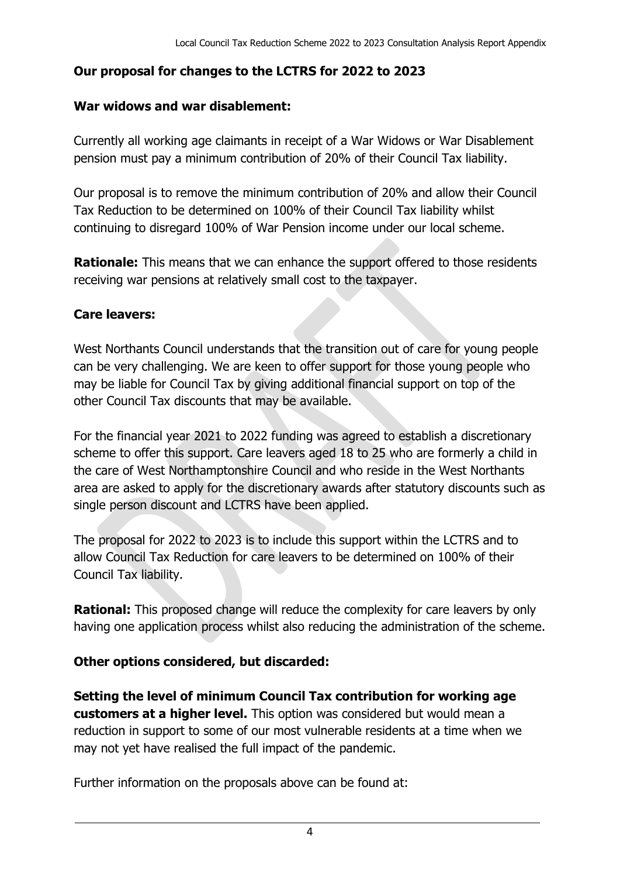## Our proposal for changes to the LCTRS for 2022 to 2023

### War widows and war disablement:

Currently all working age claimants in receipt of a War Widows or War Disablement pension must pay a minimum contribution of 20% of their Council Tax liability.

Our proposal is to remove the minimum contribution of 20% and allow their Council Tax Reduction to be determined on 100% of their Council Tax liability whilst continuing to disregard 100% of War Pension income under our local scheme.

**Rationale:** This means that we can enhance the support offered to those residents receiving war pensions at relatively small cost to the taxpayer.

### Care leavers:

West Northants Council understands that the transition out of care for young people can be very challenging. We are keen to offer support for those young people who may be liable for Council Tax by giving additional financial support on top of the other Council Tax discounts that may be available.

For the financial year 2021 to 2022 funding was agreed to establish a discretionary scheme to offer this support. Care leavers aged 18 to 25 who are formerly a child in the care of West Northamptonshire Council and who reside in the West Northants area are asked to apply for the discretionary awards after statutory discounts such as single person discount and LCTRS have been applied.

The proposal for 2022 to 2023 is to include this support within the LCTRS and to allow Council Tax Reduction for care leavers to be determined on 100% of their Council Tax liability.

**Rational:** This proposed change will reduce the complexity for care leavers by only having one application process whilst also reducing the administration of the scheme.

### Other options considered, but discarded:

**Setting the level of minimum Council Tax contribution for working age customers at a higher level.** This option was considered but would mean a reduction in support to some of our most vulnerable residents at a time when we may not yet have realised the full impact of the pandemic.

Further information on the proposals above can be found at: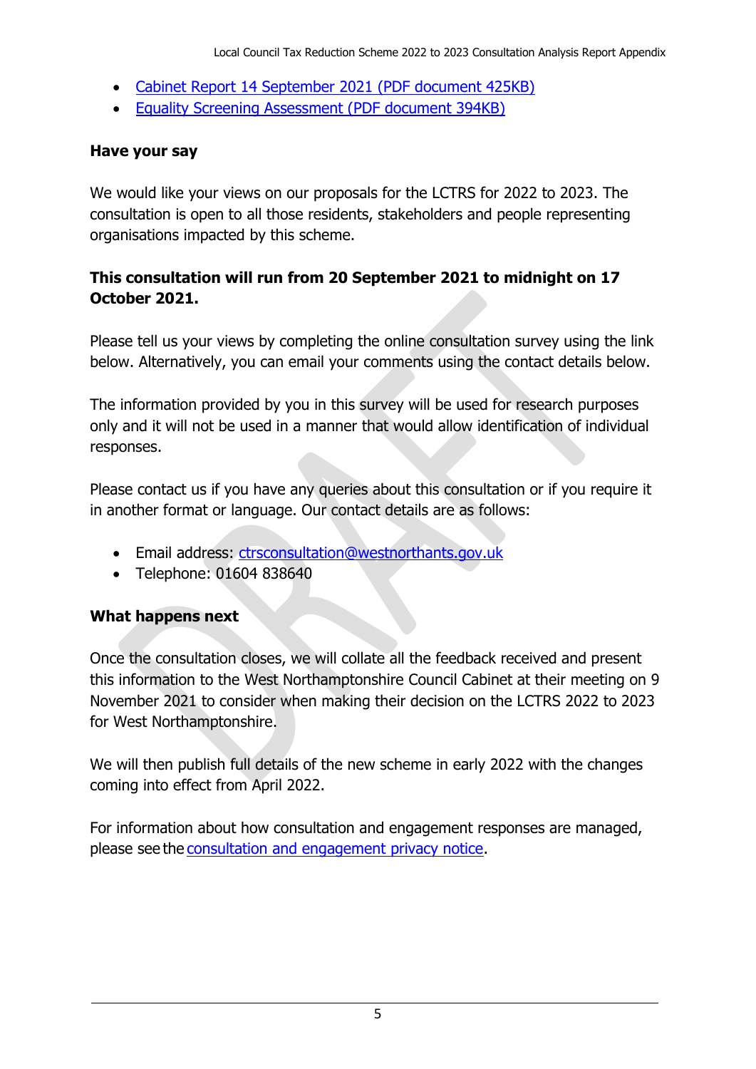- [Cabinet Report 14 September 2021 (PDF document 425KB)]
- [Equality Screening Assessment (PDF document 394KB)]

**Have your say**

We would like your views on our proposals for the LCTRS for 2022 to 2023. The consultation is open to all those residents, stakeholders and people representing organisations impacted by this scheme.

**This consultation will run from 20 September 2021 to midnight on 17 October 2021.**

Please tell us your views by completing the online consultation survey using the link below. Alternatively, you can email your comments using the contact details below.

The information provided by you in this survey will be used for research purposes only and it will not be used in a manner that would allow identification of individual responses.

Please contact us if you have any queries about this consultation or if you require it in another format or language. Our contact details are as follows:

- Email address: ctrsconsultation@westnorthants.gov.uk
- Telephone: 01604 838640

**What happens next**

Once the consultation closes, we will collate all the feedback received and present this information to the West Northamptonshire Council Cabinet at their meeting on 9 November 2021 to consider when making their decision on the LCTRS 2022 to 2023 for West Northamptonshire.

We will then publish full details of the new scheme in early 2022 with the changes coming into effect from April 2022.

For information about how consultation and engagement responses are managed, please see the consultation and engagement privacy notice.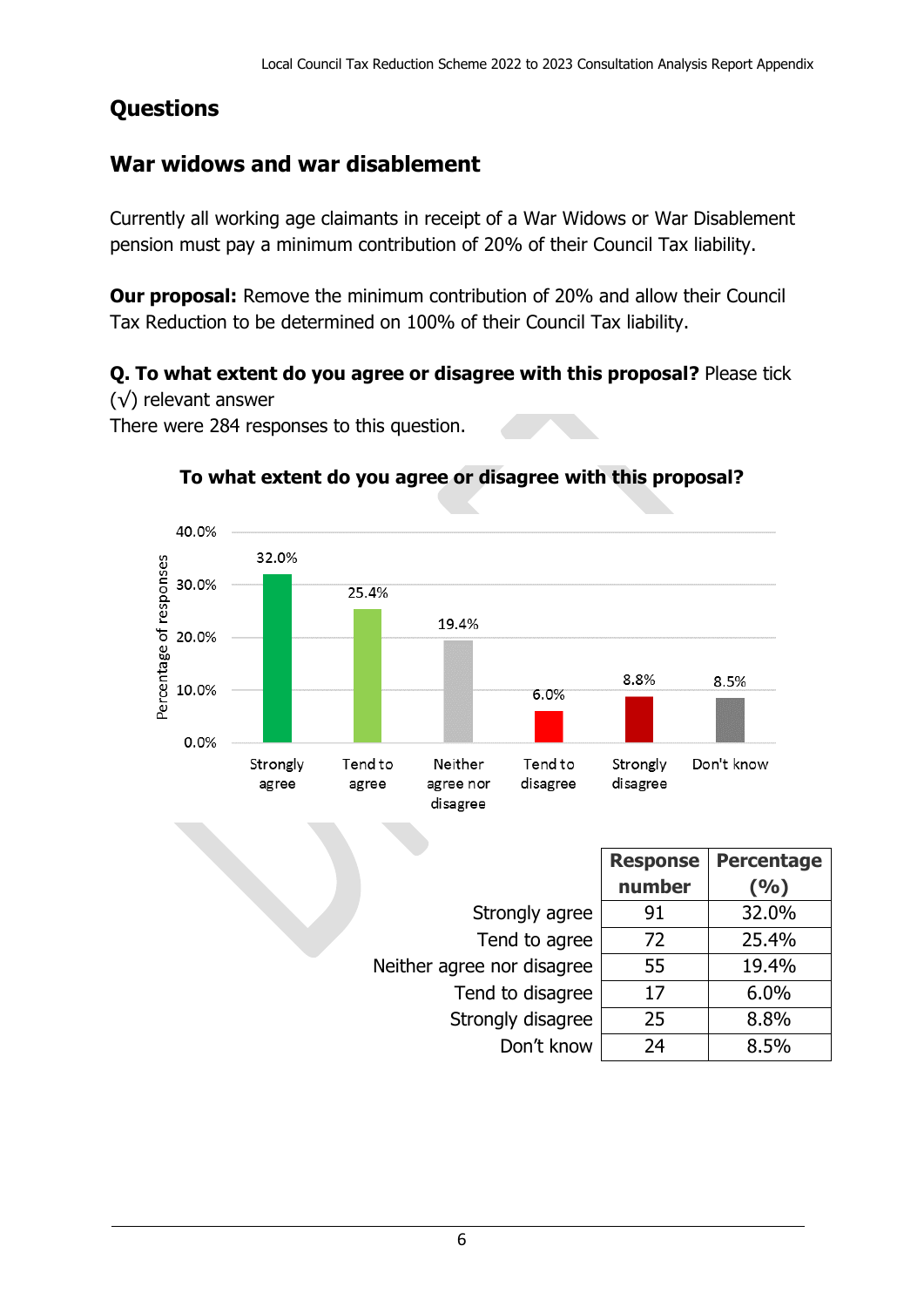## Questions

## War widows and war disablement

Currently all working age claimants in receipt of a War Widows or War Disablement pension must pay a minimum contribution of 20% of their Council Tax liability.

**Our proposal:** Remove the minimum contribution of 20% and allow their Council Tax Reduction to be determined on 100% of their Council Tax liability.

**Q. To what extent do you agree or disagree with this proposal?** Please tick (√) relevant answer

There were 284 responses to this question.

**To what extent do you agree or disagree with this proposal?**

| | Response number | Percentage (%) |
|---|---|---|
| Strongly agree | 91 | 32.0% |
| Tend to agree | 72 | 25.4% |
| Neither agree nor disagree | 55 | 19.4% |
| Tend to disagree | 17 | 6.0% |
| Strongly disagree | 25 | 8.8% |
| Don't know | 24 | 8.5% |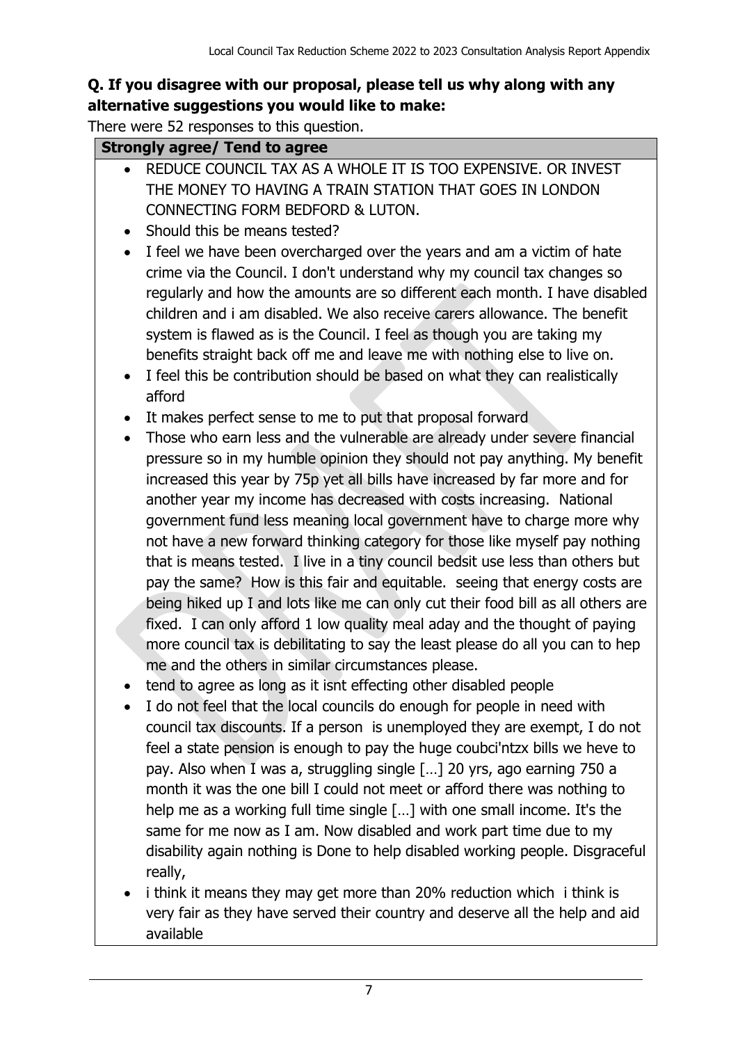**Q. If you disagree with our proposal, please tell us why along with any alternative suggestions you would like to make:**

There were 52 responses to this question.

| **Strongly agree/ Tend to agree** |
|---|
| • REDUCE COUNCIL TAX AS A WHOLE IT IS TOO EXPENSIVE. OR INVEST THE MONEY TO HAVING A TRAIN STATION THAT GOES IN LONDON CONNECTING FORM BEDFORD & LUTON.<br>• Should this be means tested?<br>• I feel we have been overcharged over the years and am a victim of hate crime via the Council. I don't understand why my council tax changes so regularly and how the amounts are so different each month. I have disabled children and i am disabled. We also receive carers allowance. The benefit system is flawed as is the Council. I feel as though you are taking my benefits straight back off me and leave me with nothing else to live on.<br>• I feel this be contribution should be based on what they can realistically afford<br>• It makes perfect sense to me to put that proposal forward<br>• Those who earn less and the vulnerable are already under severe financial pressure so in my humble opinion they should not pay anything. My benefit increased this year by 75p yet all bills have increased by far more and for another year my income has decreased with costs increasing. National government fund less meaning local government have to charge more why not have a new forward thinking category for those like myself pay nothing that is means tested. I live in a tiny council bedsit use less than others but pay the same? How is this fair and equitable. seeing that energy costs are being hiked up I and lots like me can only cut their food bill as all others are fixed. I can only afford 1 low quality meal aday and the thought of paying more council tax is debilitating to say the least please do all you can to hep me and the others in similar circumstances please.<br>• tend to agree as long as it isnt effecting other disabled people<br>• I do not feel that the local councils do enough for people in need with council tax discounts. If a person is unemployed they are exempt, I do not feel a state pension is enough to pay the huge coubci'ntzx bills we heve to pay. Also when I was a, struggling single […] 20 yrs, ago earning 750 a month it was the one bill I could not meet or afford there was nothing to help me as a working full time single […] with one small income. It's the same for me now as I am. Now disabled and work part time due to my disability again nothing is Done to help disabled working people. Disgraceful really,<br>• i think it means they may get more than 20% reduction which i think is very fair as they have served their country and deserve all the help and aid available |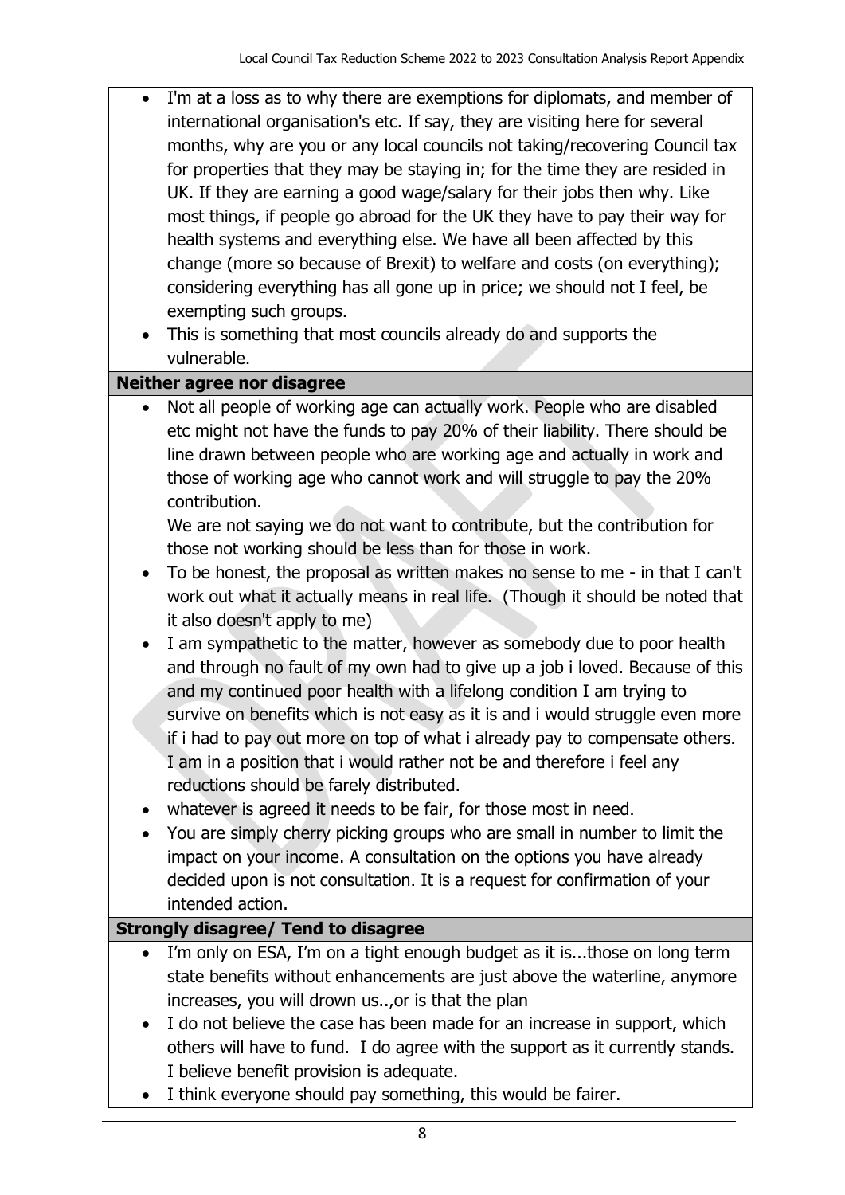- I'm at a loss as to why there are exemptions for diplomats, and member of international organisation's etc. If say, they are visiting here for several months, why are you or any local councils not taking/recovering Council tax for properties that they may be staying in; for the time they are resided in UK. If they are earning a good wage/salary for their jobs then why. Like most things, if people go abroad for the UK they have to pay their way for health systems and everything else. We have all been affected by this change (more so because of Brexit) to welfare and costs (on everything); considering everything has all gone up in price; we should not I feel, be exempting such groups.
- This is something that most councils already do and supports the vulnerable.

**Neither agree nor disagree**

- Not all people of working age can actually work. People who are disabled etc might not have the funds to pay 20% of their liability. There should be line drawn between people who are working age and actually in work and those of working age who cannot work and will struggle to pay the 20% contribution.

  We are not saying we do not want to contribute, but the contribution for those not working should be less than for those in work.
- To be honest, the proposal as written makes no sense to me - in that I can't work out what it actually means in real life. (Though it should be noted that it also doesn't apply to me)
- I am sympathetic to the matter, however as somebody due to poor health and through no fault of my own had to give up a job i loved. Because of this and my continued poor health with a lifelong condition I am trying to survive on benefits which is not easy as it is and i would struggle even more if i had to pay out more on top of what i already pay to compensate others. I am in a position that i would rather not be and therefore i feel any reductions should be farely distributed.
- whatever is agreed it needs to be fair, for those most in need.
- You are simply cherry picking groups who are small in number to limit the impact on your income. A consultation on the options you have already decided upon is not consultation. It is a request for confirmation of your intended action.

**Strongly disagree/ Tend to disagree**

- I'm only on ESA, I'm on a tight enough budget as it is...those on long term state benefits without enhancements are just above the waterline, anymore increases, you will drown us..,or is that the plan
- I do not believe the case has been made for an increase in support, which others will have to fund. I do agree with the support as it currently stands. I believe benefit provision is adequate.
- I think everyone should pay something, this would be fairer.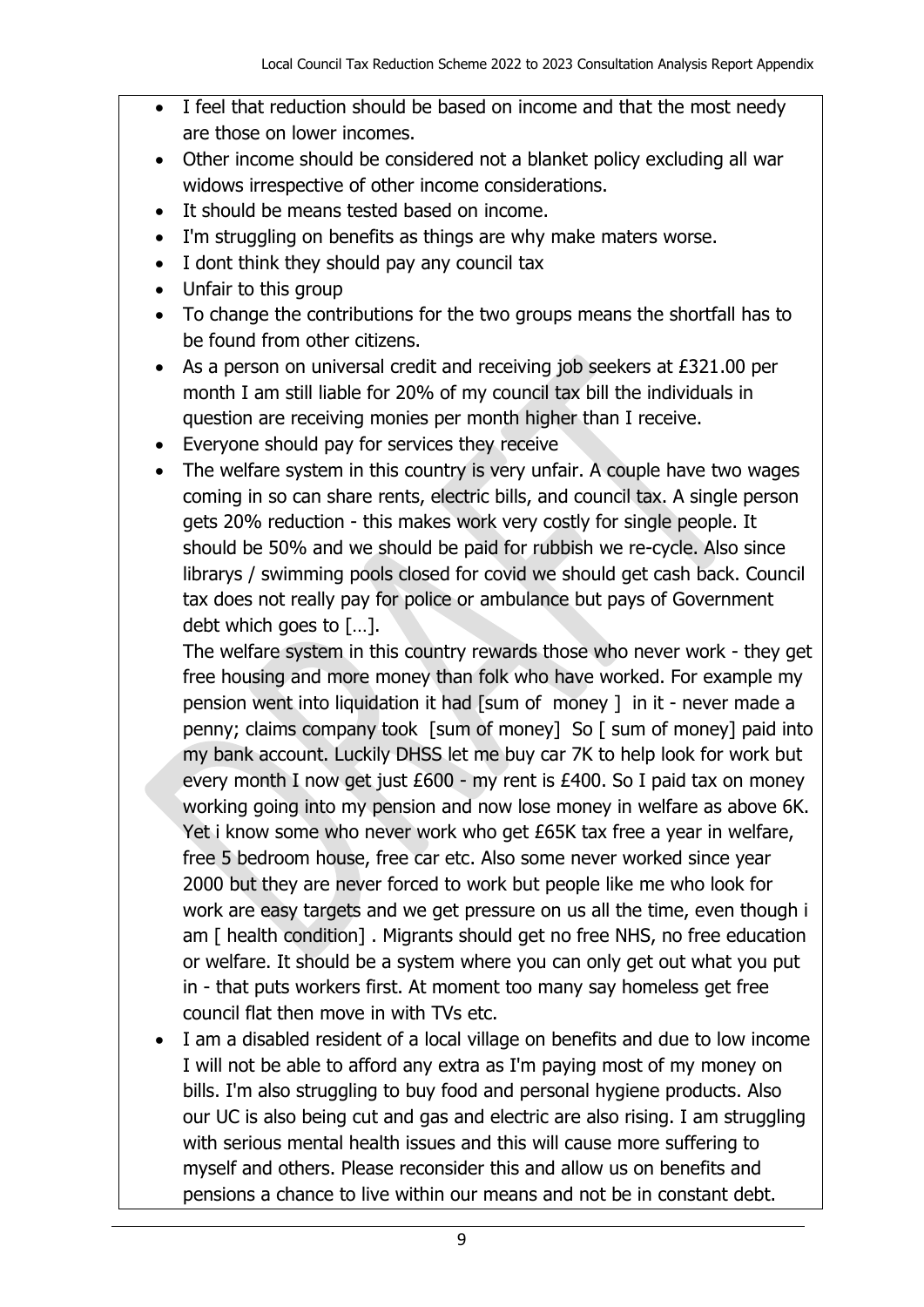- I feel that reduction should be based on income and that the most needy are those on lower incomes.
- Other income should be considered not a blanket policy excluding all war widows irrespective of other income considerations.
- It should be means tested based on income.
- I'm struggling on benefits as things are why make maters worse.
- I dont think they should pay any council tax
- Unfair to this group
- To change the contributions for the two groups means the shortfall has to be found from other citizens.
- As a person on universal credit and receiving job seekers at £321.00 per month I am still liable for 20% of my council tax bill the individuals in question are receiving monies per month higher than I receive.
- Everyone should pay for services they receive
- The welfare system in this country is very unfair. A couple have two wages coming in so can share rents, electric bills, and council tax. A single person gets 20% reduction - this makes work very costly for single people. It should be 50% and we should be paid for rubbish we re-cycle. Also since librarys / swimming pools closed for covid we should get cash back. Council tax does not really pay for police or ambulance but pays of Government debt which goes to […].

  The welfare system in this country rewards those who never work - they get free housing and more money than folk who have worked. For example my pension went into liquidation it had [sum of money ] in it - never made a penny; claims company took [sum of money] So [ sum of money] paid into my bank account. Luckily DHSS let me buy car 7K to help look for work but every month I now get just £600 - my rent is £400. So I paid tax on money working going into my pension and now lose money in welfare as above 6K. Yet i know some who never work who get £65K tax free a year in welfare, free 5 bedroom house, free car etc. Also some never worked since year 2000 but they are never forced to work but people like me who look for work are easy targets and we get pressure on us all the time, even though i am [ health condition] . Migrants should get no free NHS, no free education or welfare. It should be a system where you can only get out what you put in - that puts workers first. At moment too many say homeless get free council flat then move in with TVs etc.
- I am a disabled resident of a local village on benefits and due to low income I will not be able to afford any extra as I'm paying most of my money on bills. I'm also struggling to buy food and personal hygiene products. Also our UC is also being cut and gas and electric are also rising. I am struggling with serious mental health issues and this will cause more suffering to myself and others. Please reconsider this and allow us on benefits and pensions a chance to live within our means and not be in constant debt.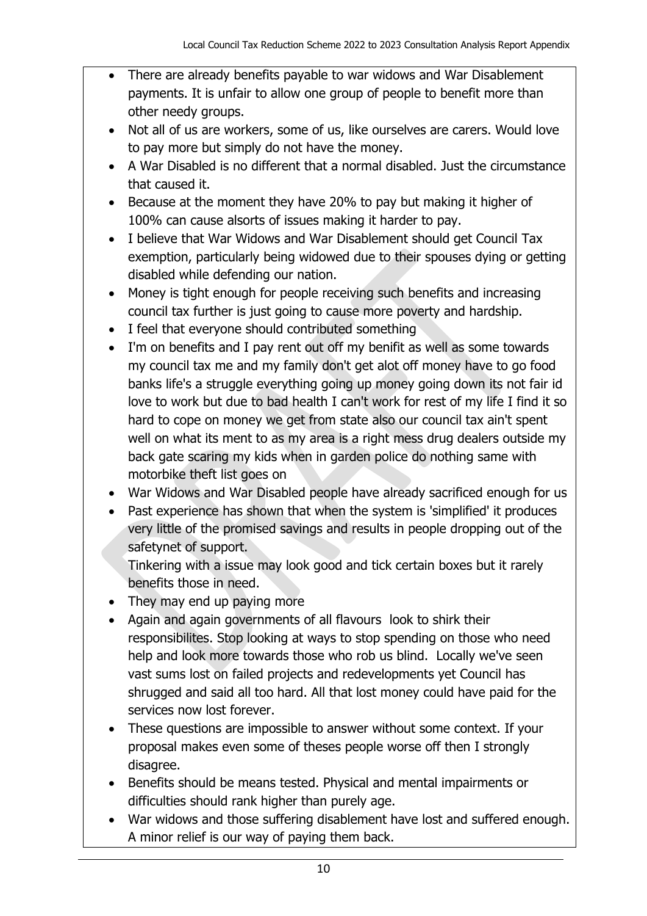- There are already benefits payable to war widows and War Disablement payments. It is unfair to allow one group of people to benefit more than other needy groups.
- Not all of us are workers, some of us, like ourselves are carers. Would love to pay more but simply do not have the money.
- A War Disabled is no different that a normal disabled. Just the circumstance that caused it.
- Because at the moment they have 20% to pay but making it higher of 100% can cause alsorts of issues making it harder to pay.
- I believe that War Widows and War Disablement should get Council Tax exemption, particularly being widowed due to their spouses dying or getting disabled while defending our nation.
- Money is tight enough for people receiving such benefits and increasing council tax further is just going to cause more poverty and hardship.
- I feel that everyone should contributed something
- I'm on benefits and I pay rent out off my benifit as well as some towards my council tax me and my family don't get alot off money have to go food banks life's a struggle everything going up money going down its not fair id love to work but due to bad health I can't work for rest of my life I find it so hard to cope on money we get from state also our council tax ain't spent well on what its ment to as my area is a right mess drug dealers outside my back gate scaring my kids when in garden police do nothing same with motorbike theft list goes on
- War Widows and War Disabled people have already sacrificed enough for us
- Past experience has shown that when the system is 'simplified' it produces very little of the promised savings and results in people dropping out of the safetynet of support.
  Tinkering with a issue may look good and tick certain boxes but it rarely benefits those in need.
- They may end up paying more
- Again and again governments of all flavours look to shirk their responsibilites. Stop looking at ways to stop spending on those who need help and look more towards those who rob us blind. Locally we've seen vast sums lost on failed projects and redevelopments yet Council has shrugged and said all too hard. All that lost money could have paid for the services now lost forever.
- These questions are impossible to answer without some context. If your proposal makes even some of theses people worse off then I strongly disagree.
- Benefits should be means tested. Physical and mental impairments or difficulties should rank higher than purely age.
- War widows and those suffering disablement have lost and suffered enough. A minor relief is our way of paying them back.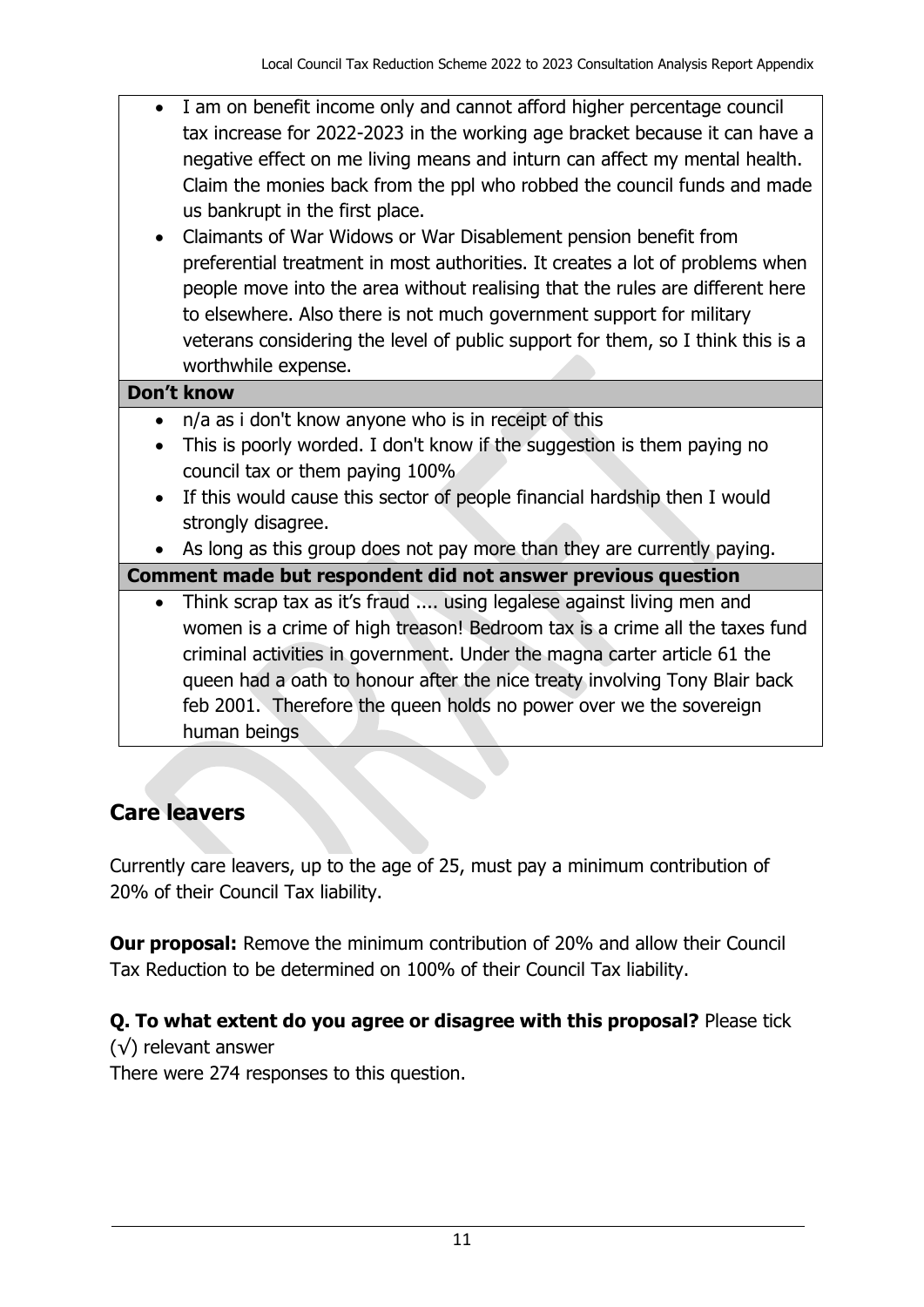- I am on benefit income only and cannot afford higher percentage council tax increase for 2022-2023 in the working age bracket because it can have a negative effect on me living means and inturn can affect my mental health. Claim the monies back from the ppl who robbed the council funds and made us bankrupt in the first place.
- Claimants of War Widows or War Disablement pension benefit from preferential treatment in most authorities. It creates a lot of problems when people move into the area without realising that the rules are different here to elsewhere. Also there is not much government support for military veterans considering the level of public support for them, so I think this is a worthwhile expense.

**Don't know**

- n/a as i don't know anyone who is in receipt of this
- This is poorly worded. I don't know if the suggestion is them paying no council tax or them paying 100%
- If this would cause this sector of people financial hardship then I would strongly disagree.
- As long as this group does not pay more than they are currently paying.

**Comment made but respondent did not answer previous question**

- Think scrap tax as it's fraud .... using legalese against living men and women is a crime of high treason! Bedroom tax is a crime all the taxes fund criminal activities in government. Under the magna carter article 61 the queen had a oath to honour after the nice treaty involving Tony Blair back feb 2001. Therefore the queen holds no power over we the sovereign human beings

## Care leavers

Currently care leavers, up to the age of 25, must pay a minimum contribution of 20% of their Council Tax liability.

**Our proposal:** Remove the minimum contribution of 20% and allow their Council Tax Reduction to be determined on 100% of their Council Tax liability.

**Q. To what extent do you agree or disagree with this proposal?** Please tick (√) relevant answer

There were 274 responses to this question.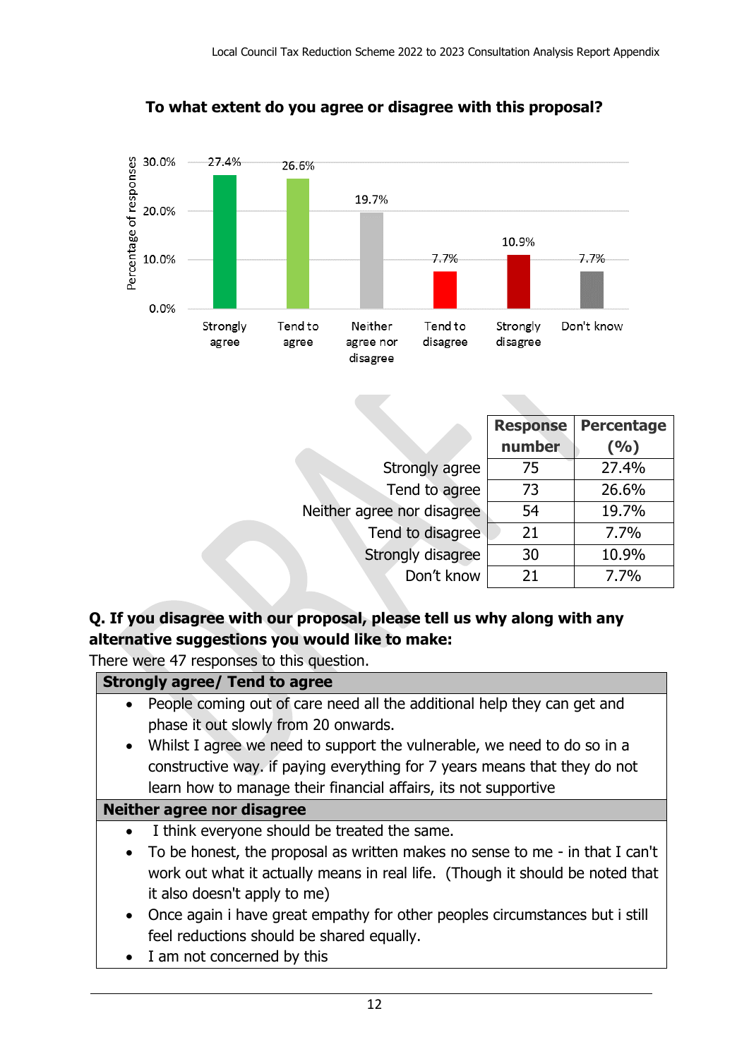**To what extent do you agree or disagree with this proposal?**

| | Response number | Percentage (%) |
|---|---|---|
| Strongly agree | 75 | 27.4% |
| Tend to agree | 73 | 26.6% |
| Neither agree nor disagree | 54 | 19.7% |
| Tend to disagree | 21 | 7.7% |
| Strongly disagree | 30 | 10.9% |
| Don't know | 21 | 7.7% |

**Q. If you disagree with our proposal, please tell us why along with any alternative suggestions you would like to make:**

There were 47 responses to this question.

| **Strongly agree/ Tend to agree** |
|---|
| • People coming out of care need all the additional help they can get and phase it out slowly from 20 onwards.<br>• Whilst I agree we need to support the vulnerable, we need to do so in a constructive way. if paying everything for 7 years means that they do not learn how to manage their financial affairs, its not supportive |
| **Neither agree nor disagree** |
| • I think everyone should be treated the same.<br>• To be honest, the proposal as written makes no sense to me - in that I can't work out what it actually means in real life. (Though it should be noted that it also doesn't apply to me)<br>• Once again i have great empathy for other peoples circumstances but i still feel reductions should be shared equally.<br>• I am not concerned by this |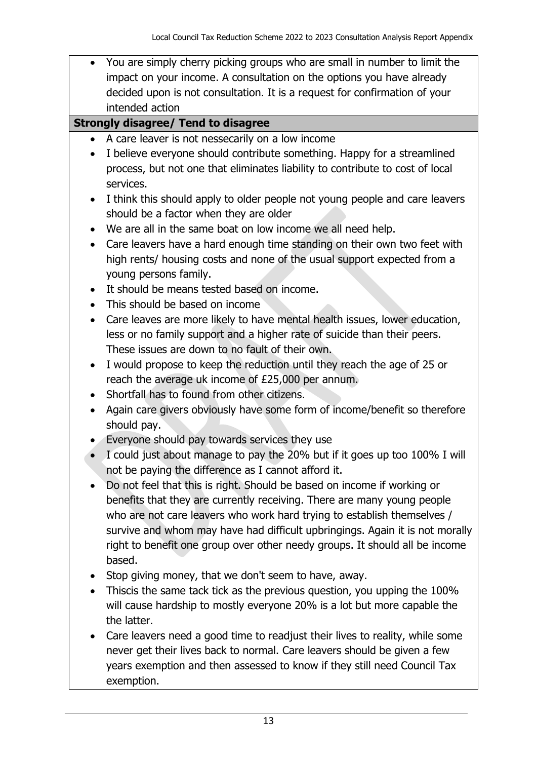- You are simply cherry picking groups who are small in number to limit the impact on your income. A consultation on the options you have already decided upon is not consultation. It is a request for confirmation of your intended action

**Strongly disagree/ Tend to disagree**

- A care leaver is not nessecarily on a low income
- I believe everyone should contribute something. Happy for a streamlined process, but not one that eliminates liability to contribute to cost of local services.
- I think this should apply to older people not young people and care leavers should be a factor when they are older
- We are all in the same boat on low income we all need help.
- Care leavers have a hard enough time standing on their own two feet with high rents/ housing costs and none of the usual support expected from a young persons family.
- It should be means tested based on income.
- This should be based on income
- Care leaves are more likely to have mental health issues, lower education, less or no family support and a higher rate of suicide than their peers. These issues are down to no fault of their own.
- I would propose to keep the reduction until they reach the age of 25 or reach the average uk income of £25,000 per annum.
- Shortfall has to found from other citizens.
- Again care givers obviously have some form of income/benefit so therefore should pay.
- Everyone should pay towards services they use
- I could just about manage to pay the 20% but if it goes up too 100% I will not be paying the difference as I cannot afford it.
- Do not feel that this is right. Should be based on income if working or benefits that they are currently receiving. There are many young people who are not care leavers who work hard trying to establish themselves / survive and whom may have had difficult upbringings. Again it is not morally right to benefit one group over other needy groups. It should all be income based.
- Stop giving money, that we don't seem to have, away.
- Thiscis the same tack tick as the previous question, you upping the 100% will cause hardship to mostly everyone 20% is a lot but more capable the the latter.
- Care leavers need a good time to readjust their lives to reality, while some never get their lives back to normal. Care leavers should be given a few years exemption and then assessed to know if they still need Council Tax exemption.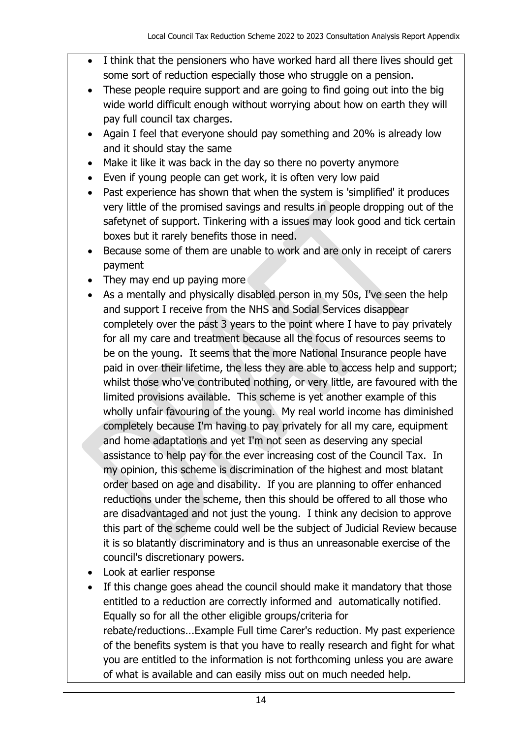- I think that the pensioners who have worked hard all there lives should get some sort of reduction especially those who struggle on a pension.
- These people require support and are going to find going out into the big wide world difficult enough without worrying about how on earth they will pay full council tax charges.
- Again I feel that everyone should pay something and 20% is already low and it should stay the same
- Make it like it was back in the day so there no poverty anymore
- Even if young people can get work, it is often very low paid
- Past experience has shown that when the system is 'simplified' it produces very little of the promised savings and results in people dropping out of the safetynet of support. Tinkering with a issues may look good and tick certain boxes but it rarely benefits those in need.
- Because some of them are unable to work and are only in receipt of carers payment
- They may end up paying more
- As a mentally and physically disabled person in my 50s, I've seen the help and support I receive from the NHS and Social Services disappear completely over the past 3 years to the point where I have to pay privately for all my care and treatment because all the focus of resources seems to be on the young. It seems that the more National Insurance people have paid in over their lifetime, the less they are able to access help and support; whilst those who've contributed nothing, or very little, are favoured with the limited provisions available. This scheme is yet another example of this wholly unfair favouring of the young. My real world income has diminished completely because I'm having to pay privately for all my care, equipment and home adaptations and yet I'm not seen as deserving any special assistance to help pay for the ever increasing cost of the Council Tax. In my opinion, this scheme is discrimination of the highest and most blatant order based on age and disability. If you are planning to offer enhanced reductions under the scheme, then this should be offered to all those who are disadvantaged and not just the young. I think any decision to approve this part of the scheme could well be the subject of Judicial Review because it is so blatantly discriminatory and is thus an unreasonable exercise of the council's discretionary powers.
- Look at earlier response
- If this change goes ahead the council should make it mandatory that those entitled to a reduction are correctly informed and automatically notified. Equally so for all the other eligible groups/criteria for rebate/reductions...Example Full time Carer's reduction. My past experience of the benefits system is that you have to really research and fight for what you are entitled to the information is not forthcoming unless you are aware of what is available and can easily miss out on much needed help.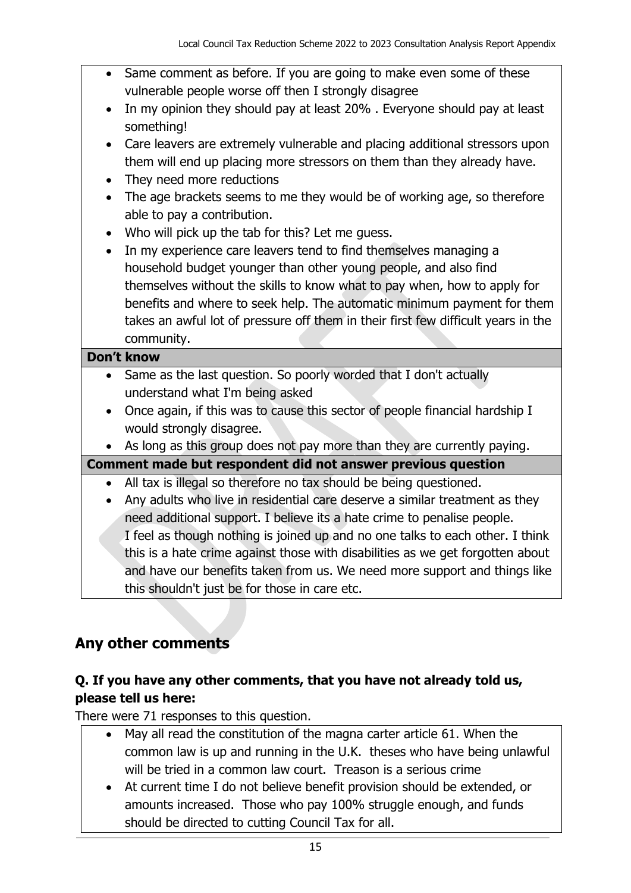- Same comment as before. If you are going to make even some of these vulnerable people worse off then I strongly disagree
- In my opinion they should pay at least 20% . Everyone should pay at least something!
- Care leavers are extremely vulnerable and placing additional stressors upon them will end up placing more stressors on them than they already have.
- They need more reductions
- The age brackets seems to me they would be of working age, so therefore able to pay a contribution.
- Who will pick up the tab for this? Let me guess.
- In my experience care leavers tend to find themselves managing a household budget younger than other young people, and also find themselves without the skills to know what to pay when, how to apply for benefits and where to seek help. The automatic minimum payment for them takes an awful lot of pressure off them in their first few difficult years in the community.

**Don't know**

- Same as the last question. So poorly worded that I don't actually understand what I'm being asked
- Once again, if this was to cause this sector of people financial hardship I would strongly disagree.
- As long as this group does not pay more than they are currently paying.

**Comment made but respondent did not answer previous question**

- All tax is illegal so therefore no tax should be being questioned.
- Any adults who live in residential care deserve a similar treatment as they need additional support. I believe its a hate crime to penalise people.
  I feel as though nothing is joined up and no one talks to each other. I think this is a hate crime against those with disabilities as we get forgotten about and have our benefits taken from us. We need more support and things like this shouldn't just be for those in care etc.

## Any other comments

### Q. If you have any other comments, that you have not already told us, please tell us here:

There were 71 responses to this question.

- May all read the constitution of the magna carter article 61. When the common law is up and running in the U.K. theses who have being unlawful will be tried in a common law court. Treason is a serious crime
- At current time I do not believe benefit provision should be extended, or amounts increased. Those who pay 100% struggle enough, and funds should be directed to cutting Council Tax for all.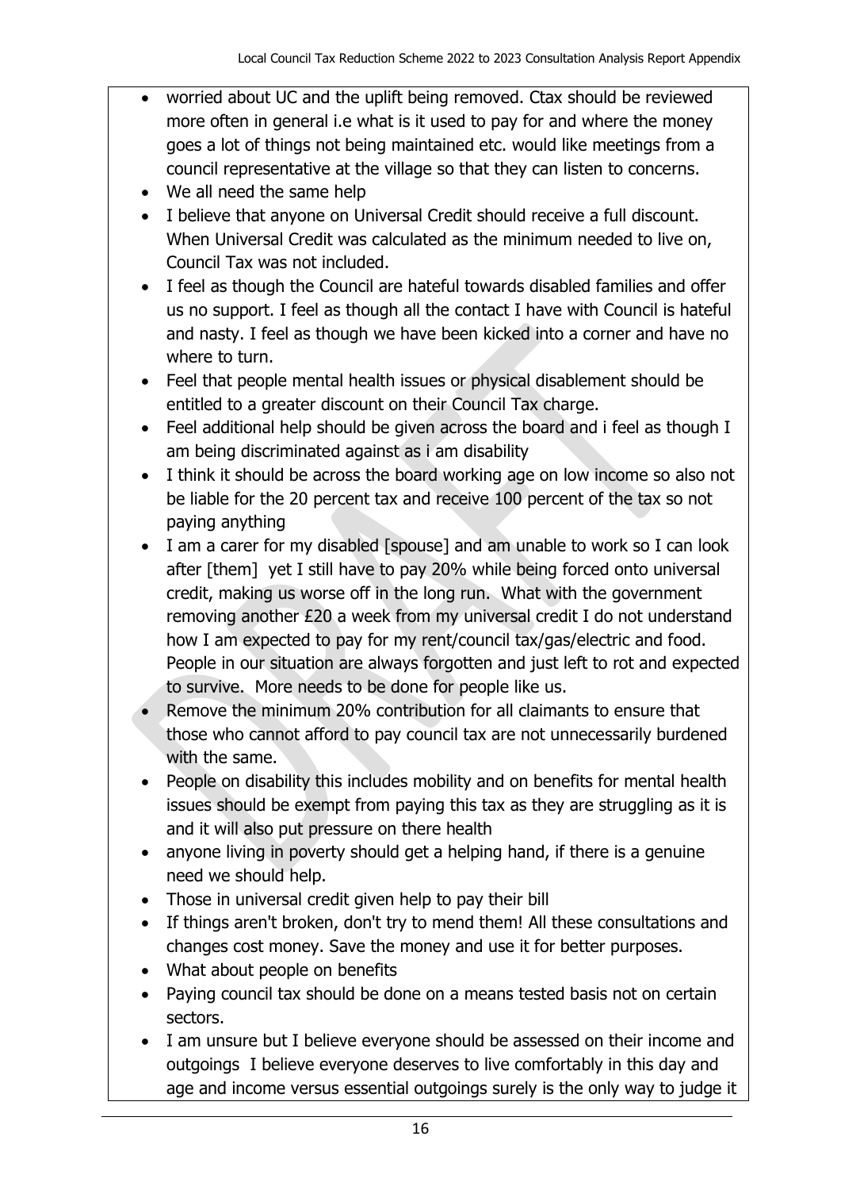- worried about UC and the uplift being removed. Ctax should be reviewed more often in general i.e what is it used to pay for and where the money goes a lot of things not being maintained etc. would like meetings from a council representative at the village so that they can listen to concerns.
- We all need the same help
- I believe that anyone on Universal Credit should receive a full discount. When Universal Credit was calculated as the minimum needed to live on, Council Tax was not included.
- I feel as though the Council are hateful towards disabled families and offer us no support. I feel as though all the contact I have with Council is hateful and nasty. I feel as though we have been kicked into a corner and have no where to turn.
- Feel that people mental health issues or physical disablement should be entitled to a greater discount on their Council Tax charge.
- Feel additional help should be given across the board and i feel as though I am being discriminated against as i am disability
- I think it should be across the board working age on low income so also not be liable for the 20 percent tax and receive 100 percent of the tax so not paying anything
- I am a carer for my disabled [spouse] and am unable to work so I can look after [them] yet I still have to pay 20% while being forced onto universal credit, making us worse off in the long run. What with the government removing another £20 a week from my universal credit I do not understand how I am expected to pay for my rent/council tax/gas/electric and food. People in our situation are always forgotten and just left to rot and expected to survive. More needs to be done for people like us.
- Remove the minimum 20% contribution for all claimants to ensure that those who cannot afford to pay council tax are not unnecessarily burdened with the same.
- People on disability this includes mobility and on benefits for mental health issues should be exempt from paying this tax as they are struggling as it is and it will also put pressure on there health
- anyone living in poverty should get a helping hand, if there is a genuine need we should help.
- Those in universal credit given help to pay their bill
- If things aren't broken, don't try to mend them! All these consultations and changes cost money. Save the money and use it for better purposes.
- What about people on benefits
- Paying council tax should be done on a means tested basis not on certain sectors.
- I am unsure but I believe everyone should be assessed on their income and outgoings I believe everyone deserves to live comfortably in this day and age and income versus essential outgoings surely is the only way to judge it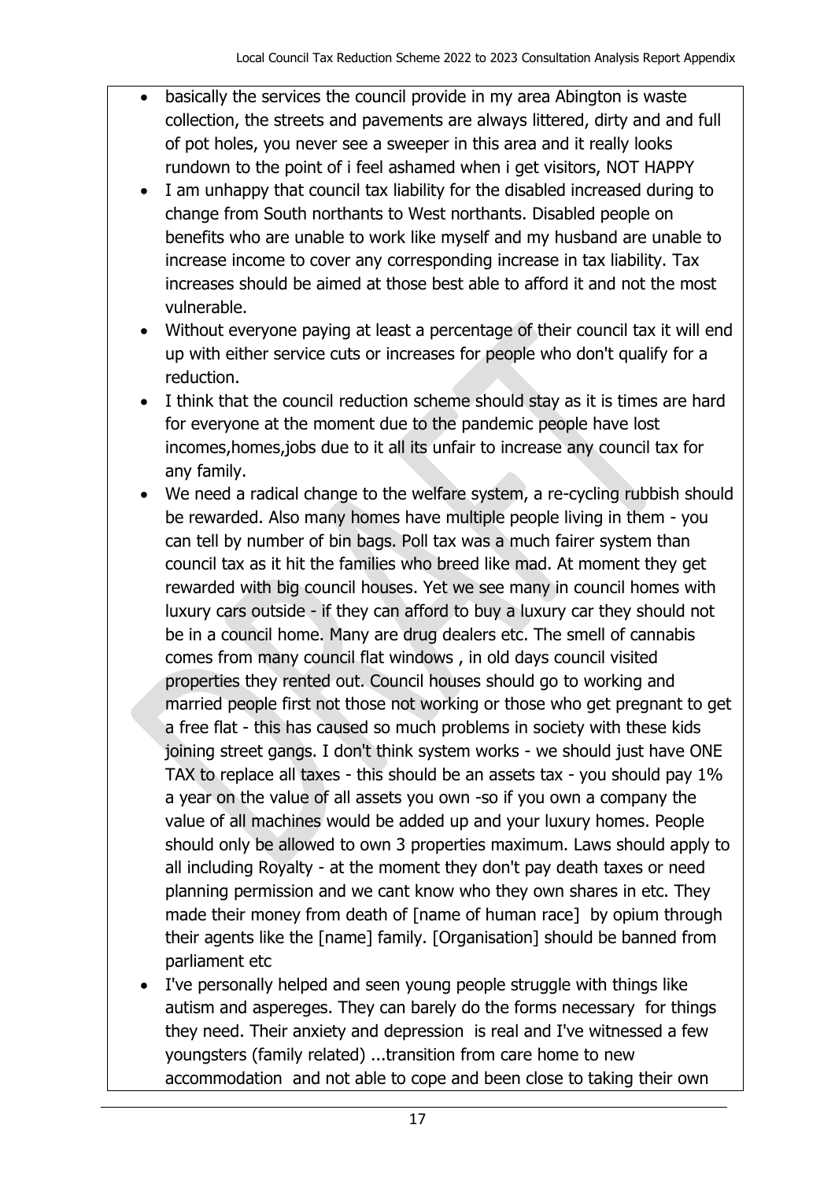- basically the services the council provide in my area Abington is waste collection, the streets and pavements are always littered, dirty and and full of pot holes, you never see a sweeper in this area and it really looks rundown to the point of i feel ashamed when i get visitors, NOT HAPPY
- I am unhappy that council tax liability for the disabled increased during to change from South northants to West northants. Disabled people on benefits who are unable to work like myself and my husband are unable to increase income to cover any corresponding increase in tax liability. Tax increases should be aimed at those best able to afford it and not the most vulnerable.
- Without everyone paying at least a percentage of their council tax it will end up with either service cuts or increases for people who don't qualify for a reduction.
- I think that the council reduction scheme should stay as it is times are hard for everyone at the moment due to the pandemic people have lost incomes,homes,jobs due to it all its unfair to increase any council tax for any family.
- We need a radical change to the welfare system, a re-cycling rubbish should be rewarded. Also many homes have multiple people living in them - you can tell by number of bin bags. Poll tax was a much fairer system than council tax as it hit the families who breed like mad. At moment they get rewarded with big council houses. Yet we see many in council homes with luxury cars outside - if they can afford to buy a luxury car they should not be in a council home. Many are drug dealers etc. The smell of cannabis comes from many council flat windows , in old days council visited properties they rented out. Council houses should go to working and married people first not those not working or those who get pregnant to get a free flat - this has caused so much problems in society with these kids joining street gangs. I don't think system works - we should just have ONE TAX to replace all taxes - this should be an assets tax - you should pay 1% a year on the value of all assets you own -so if you own a company the value of all machines would be added up and your luxury homes. People should only be allowed to own 3 properties maximum. Laws should apply to all including Royalty - at the moment they don't pay death taxes or need planning permission and we cant know who they own shares in etc. They made their money from death of [name of human race] by opium through their agents like the [name] family. [Organisation] should be banned from parliament etc
- I've personally helped and seen young people struggle with things like autism and aspereges. They can barely do the forms necessary for things they need. Their anxiety and depression is real and I've witnessed a few youngsters (family related) ...transition from care home to new accommodation and not able to cope and been close to taking their own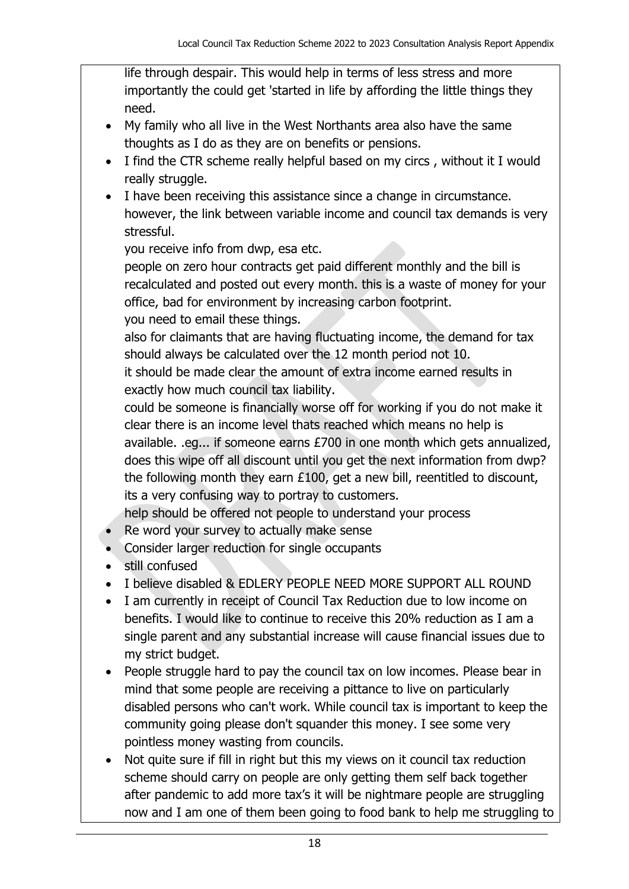life through despair. This would help in terms of less stress and more importantly the could get 'started in life by affording the little things they need.

- My family who all live in the West Northants area also have the same thoughts as I do as they are on benefits or pensions.
- I find the CTR scheme really helpful based on my circs , without it I would really struggle.
- I have been receiving this assistance since a change in circumstance. however, the link between variable income and council tax demands is very stressful.
  you receive info from dwp, esa etc.
  people on zero hour contracts get paid different monthly and the bill is recalculated and posted out every month. this is a waste of money for your office, bad for environment by increasing carbon footprint.
  you need to email these things.
  also for claimants that are having fluctuating income, the demand for tax should always be calculated over the 12 month period not 10.
  it should be made clear the amount of extra income earned results in exactly how much council tax liability.
  could be someone is financially worse off for working if you do not make it clear there is an income level thats reached which means no help is available. .eg... if someone earns £700 in one month which gets annualized, does this wipe off all discount until you get the next information from dwp? the following month they earn £100, get a new bill, reentitled to discount, its a very confusing way to portray to customers.
  help should be offered not people to understand your process
- Re word your survey to actually make sense
- Consider larger reduction for single occupants
- still confused
- I believe disabled & EDLERY PEOPLE NEED MORE SUPPORT ALL ROUND
- I am currently in receipt of Council Tax Reduction due to low income on benefits. I would like to continue to receive this 20% reduction as I am a single parent and any substantial increase will cause financial issues due to my strict budget.
- People struggle hard to pay the council tax on low incomes. Please bear in mind that some people are receiving a pittance to live on particularly disabled persons who can't work. While council tax is important to keep the community going please don't squander this money. I see some very pointless money wasting from councils.
- Not quite sure if fill in right but this my views on it council tax reduction scheme should carry on people are only getting them self back together after pandemic to add more tax's it will be nightmare people are struggling now and I am one of them been going to food bank to help me struggling to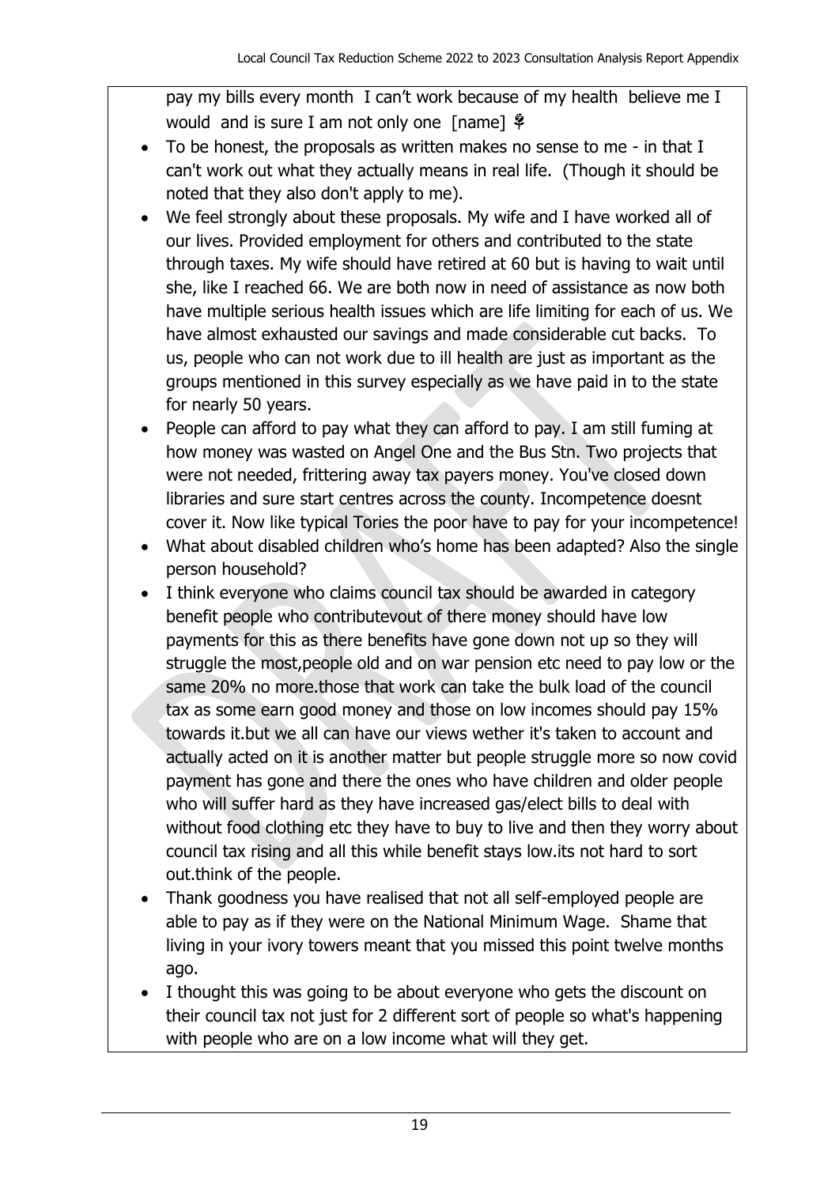pay my bills every month I can't work because of my health believe me I would and is sure I am not only one [name] 🌹

- To be honest, the proposals as written makes no sense to me - in that I can't work out what they actually means in real life. (Though it should be noted that they also don't apply to me).
- We feel strongly about these proposals. My wife and I have worked all of our lives. Provided employment for others and contributed to the state through taxes. My wife should have retired at 60 but is having to wait until she, like I reached 66. We are both now in need of assistance as now both have multiple serious health issues which are life limiting for each of us. We have almost exhausted our savings and made considerable cut backs. To us, people who can not work due to ill health are just as important as the groups mentioned in this survey especially as we have paid in to the state for nearly 50 years.
- People can afford to pay what they can afford to pay. I am still fuming at how money was wasted on Angel One and the Bus Stn. Two projects that were not needed, frittering away tax payers money. You've closed down libraries and sure start centres across the county. Incompetence doesnt cover it. Now like typical Tories the poor have to pay for your incompetence!
- What about disabled children who's home has been adapted? Also the single person household?
- I think everyone who claims council tax should be awarded in category benefit people who contributevout of there money should have low payments for this as there benefits have gone down not up so they will struggle the most,people old and on war pension etc need to pay low or the same 20% no more.those that work can take the bulk load of the council tax as some earn good money and those on low incomes should pay 15% towards it.but we all can have our views wether it's taken to account and actually acted on it is another matter but people struggle more so now covid payment has gone and there the ones who have children and older people who will suffer hard as they have increased gas/elect bills to deal with without food clothing etc they have to buy to live and then they worry about council tax rising and all this while benefit stays low.its not hard to sort out.think of the people.
- Thank goodness you have realised that not all self-employed people are able to pay as if they were on the National Minimum Wage. Shame that living in your ivory towers meant that you missed this point twelve months ago.
- I thought this was going to be about everyone who gets the discount on their council tax not just for 2 different sort of people so what's happening with people who are on a low income what will they get.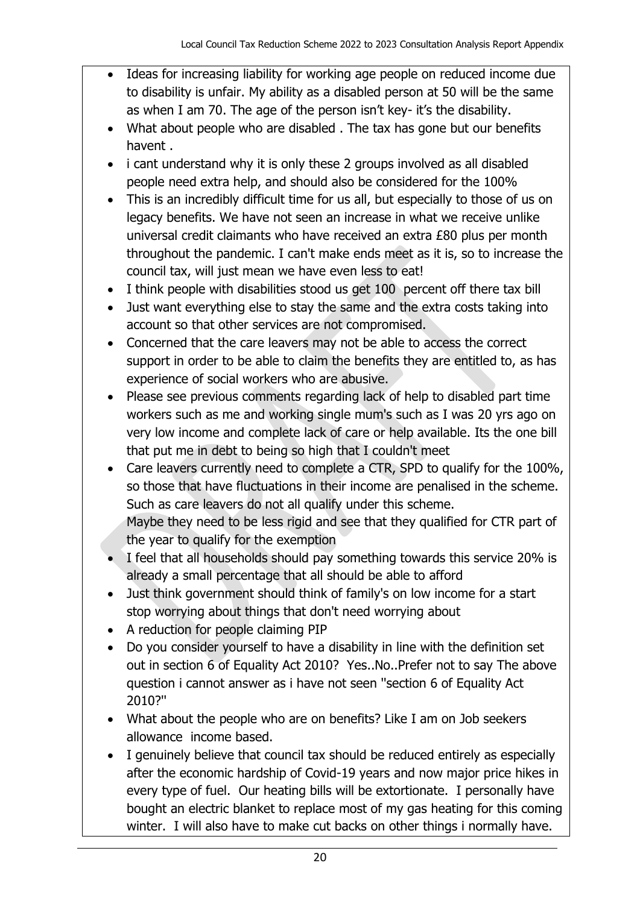- Ideas for increasing liability for working age people on reduced income due to disability is unfair. My ability as a disabled person at 50 will be the same as when I am 70. The age of the person isn't key- it's the disability.
- What about people who are disabled . The tax has gone but our benefits havent .
- i cant understand why it is only these 2 groups involved as all disabled people need extra help, and should also be considered for the 100%
- This is an incredibly difficult time for us all, but especially to those of us on legacy benefits. We have not seen an increase in what we receive unlike universal credit claimants who have received an extra £80 plus per month throughout the pandemic. I can't make ends meet as it is, so to increase the council tax, will just mean we have even less to eat!
- I think people with disabilities stood us get 100 percent off there tax bill
- Just want everything else to stay the same and the extra costs taking into account so that other services are not compromised.
- Concerned that the care leavers may not be able to access the correct support in order to be able to claim the benefits they are entitled to, as has experience of social workers who are abusive.
- Please see previous comments regarding lack of help to disabled part time workers such as me and working single mum's such as I was 20 yrs ago on very low income and complete lack of care or help available. Its the one bill that put me in debt to being so high that I couldn't meet
- Care leavers currently need to complete a CTR, SPD to qualify for the 100%, so those that have fluctuations in their income are penalised in the scheme. Such as care leavers do not all qualify under this scheme.
  Maybe they need to be less rigid and see that they qualified for CTR part of the year to qualify for the exemption
- I feel that all households should pay something towards this service 20% is already a small percentage that all should be able to afford
- Just think government should think of family's on low income for a start stop worrying about things that don't need worrying about
- A reduction for people claiming PIP
- Do you consider yourself to have a disability in line with the definition set out in section 6 of Equality Act 2010? Yes..No..Prefer not to say The above question i cannot answer as i have not seen ''section 6 of Equality Act 2010?''
- What about the people who are on benefits? Like I am on Job seekers allowance income based.
- I genuinely believe that council tax should be reduced entirely as especially after the economic hardship of Covid-19 years and now major price hikes in every type of fuel. Our heating bills will be extortionate. I personally have bought an electric blanket to replace most of my gas heating for this coming winter. I will also have to make cut backs on other things i normally have.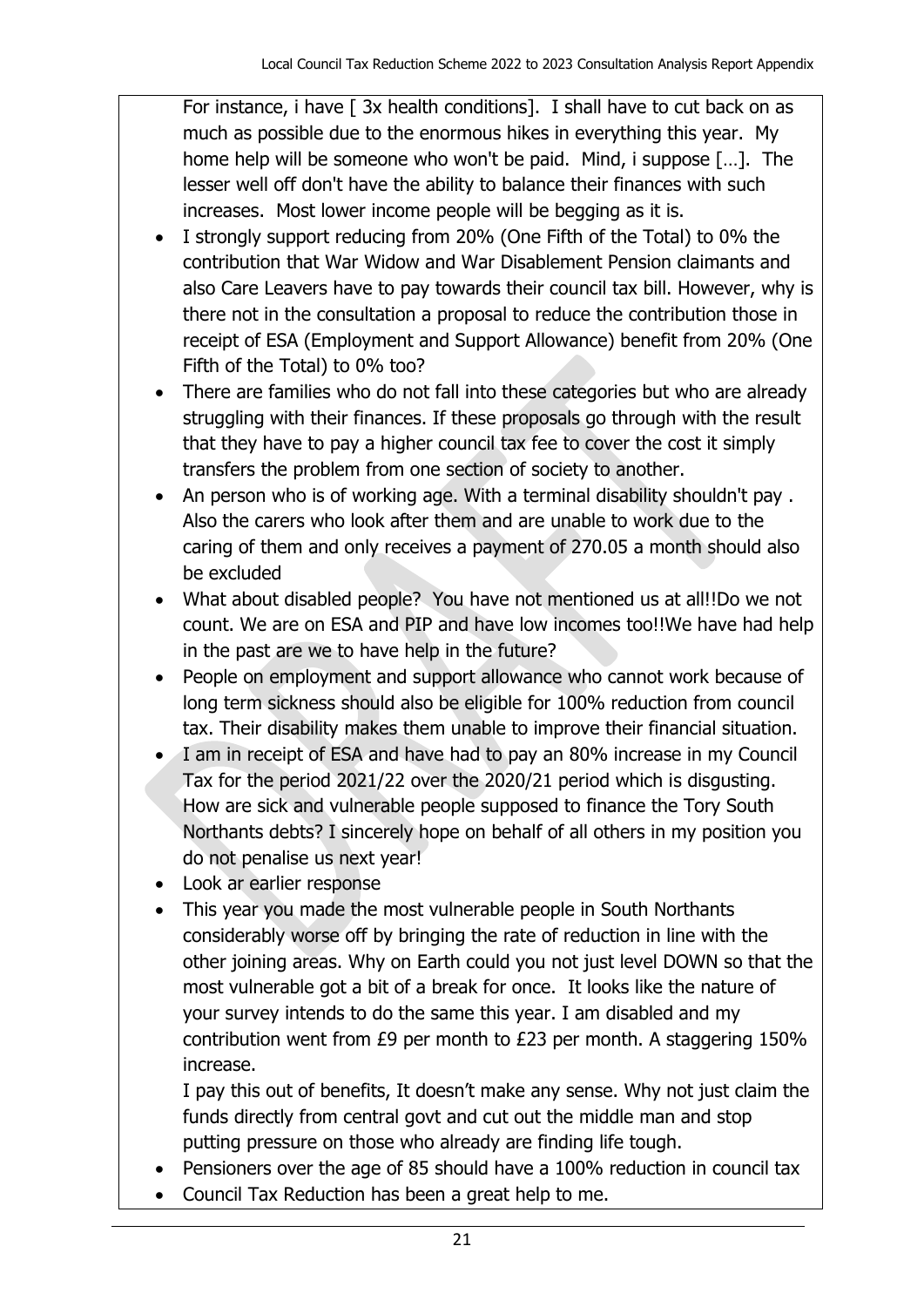For instance, i have [ 3x health conditions]. I shall have to cut back on as much as possible due to the enormous hikes in everything this year. My home help will be someone who won't be paid. Mind, i suppose […]. The lesser well off don't have the ability to balance their finances with such increases. Most lower income people will be begging as it is.

- I strongly support reducing from 20% (One Fifth of the Total) to 0% the contribution that War Widow and War Disablement Pension claimants and also Care Leavers have to pay towards their council tax bill. However, why is there not in the consultation a proposal to reduce the contribution those in receipt of ESA (Employment and Support Allowance) benefit from 20% (One Fifth of the Total) to 0% too?
- There are families who do not fall into these categories but who are already struggling with their finances. If these proposals go through with the result that they have to pay a higher council tax fee to cover the cost it simply transfers the problem from one section of society to another.
- An person who is of working age. With a terminal disability shouldn't pay . Also the carers who look after them and are unable to work due to the caring of them and only receives a payment of 270.05 a month should also be excluded
- What about disabled people? You have not mentioned us at all!!Do we not count. We are on ESA and PIP and have low incomes too!!We have had help in the past are we to have help in the future?
- People on employment and support allowance who cannot work because of long term sickness should also be eligible for 100% reduction from council tax. Their disability makes them unable to improve their financial situation.
- I am in receipt of ESA and have had to pay an 80% increase in my Council Tax for the period 2021/22 over the 2020/21 period which is disgusting. How are sick and vulnerable people supposed to finance the Tory South Northants debts? I sincerely hope on behalf of all others in my position you do not penalise us next year!
- Look ar earlier response
- This year you made the most vulnerable people in South Northants considerably worse off by bringing the rate of reduction in line with the other joining areas. Why on Earth could you not just level DOWN so that the most vulnerable got a bit of a break for once. It looks like the nature of your survey intends to do the same this year. I am disabled and my contribution went from £9 per month to £23 per month. A staggering 150% increase.

  I pay this out of benefits, It doesn't make any sense. Why not just claim the funds directly from central govt and cut out the middle man and stop putting pressure on those who already are finding life tough.
- Pensioners over the age of 85 should have a 100% reduction in council tax
- Council Tax Reduction has been a great help to me.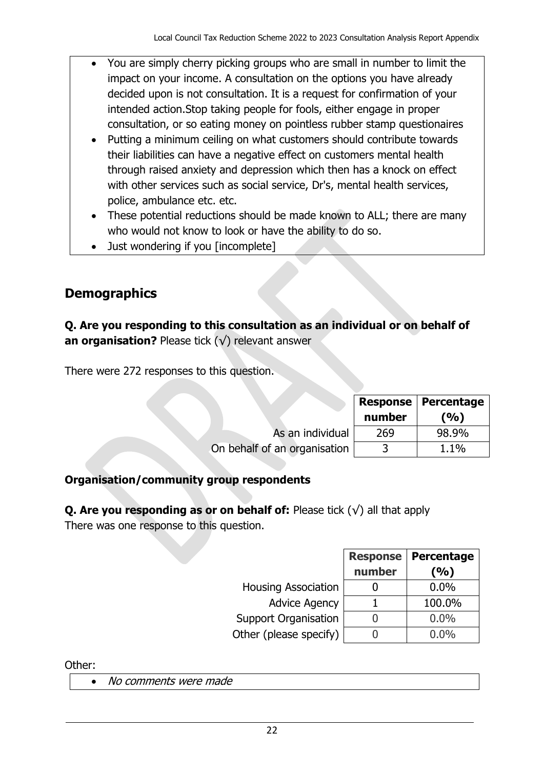- You are simply cherry picking groups who are small in number to limit the impact on your income. A consultation on the options you have already decided upon is not consultation. It is a request for confirmation of your intended action.Stop taking people for fools, either engage in proper consultation, or so eating money on pointless rubber stamp questionaires
- Putting a minimum ceiling on what customers should contribute towards their liabilities can have a negative effect on customers mental health through raised anxiety and depression which then has a knock on effect with other services such as social service, Dr's, mental health services, police, ambulance etc. etc.
- These potential reductions should be made known to ALL; there are many who would not know to look or have the ability to do so.
- Just wondering if you [incomplete]

## Demographics

**Q. Are you responding to this consultation as an individual or on behalf of an organisation?** Please tick (√) relevant answer

There were 272 responses to this question.

| | Response number | Percentage (%) |
|---|---|---|
| As an individual | 269 | 98.9% |
| On behalf of an organisation | 3 | 1.1% |

### Organisation/community group respondents

**Q. Are you responding as or on behalf of:** Please tick (√) all that apply

There was one response to this question.

| | Response number | Percentage (%) |
|---|---|---|
| Housing Association | 0 | 0.0% |
| Advice Agency | 1 | 100.0% |
| Support Organisation | 0 | 0.0% |
| Other (please specify) | 0 | 0.0% |

Other:

- *No comments were made*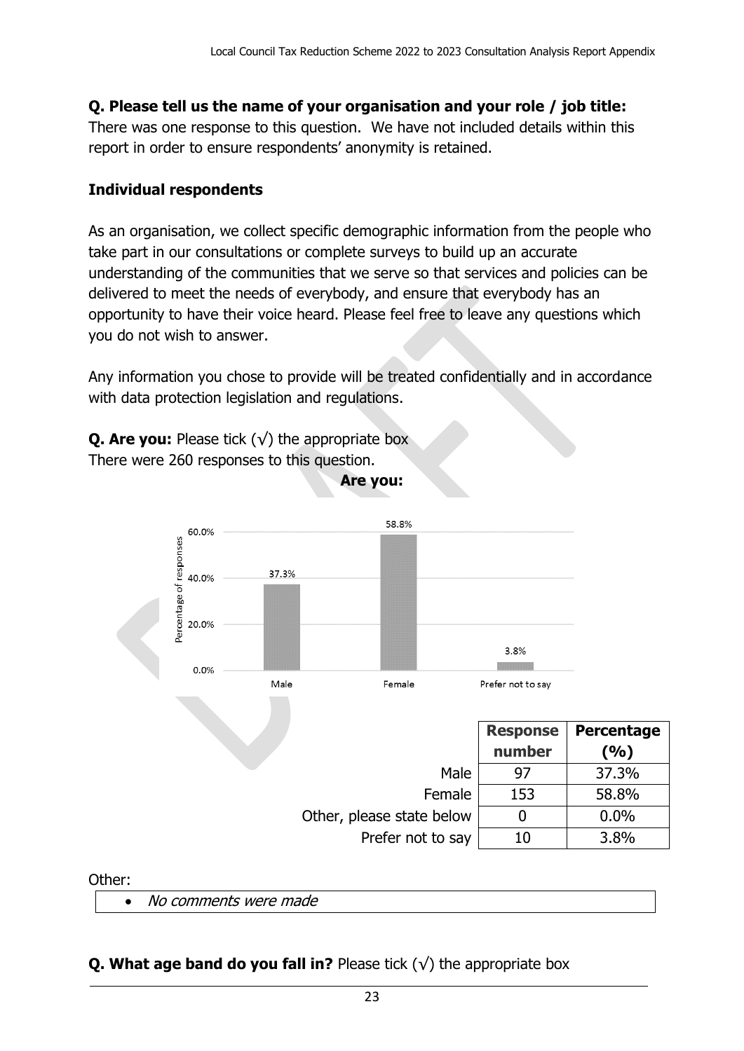**Q. Please tell us the name of your organisation and your role / job title:**
There was one response to this question. We have not included details within this report in order to ensure respondents' anonymity is retained.

**Individual respondents**

As an organisation, we collect specific demographic information from the people who take part in our consultations or complete surveys to build up an accurate understanding of the communities that we serve so that services and policies can be delivered to meet the needs of everybody, and ensure that everybody has an opportunity to have their voice heard. Please feel free to leave any questions which you do not wish to answer.

Any information you chose to provide will be treated confidentially and in accordance with data protection legislation and regulations.

**Q. Are you:** Please tick (√) the appropriate box
There were 260 responses to this question.

**Are you:**

| | Response number | Percentage (%) |
|---|---|---|
| Male | 97 | 37.3% |
| Female | 153 | 58.8% |
| Other, please state below | 0 | 0.0% |
| Prefer not to say | 10 | 3.8% |

Other:

- *No comments were made*

**Q. What age band do you fall in?** Please tick (√) the appropriate box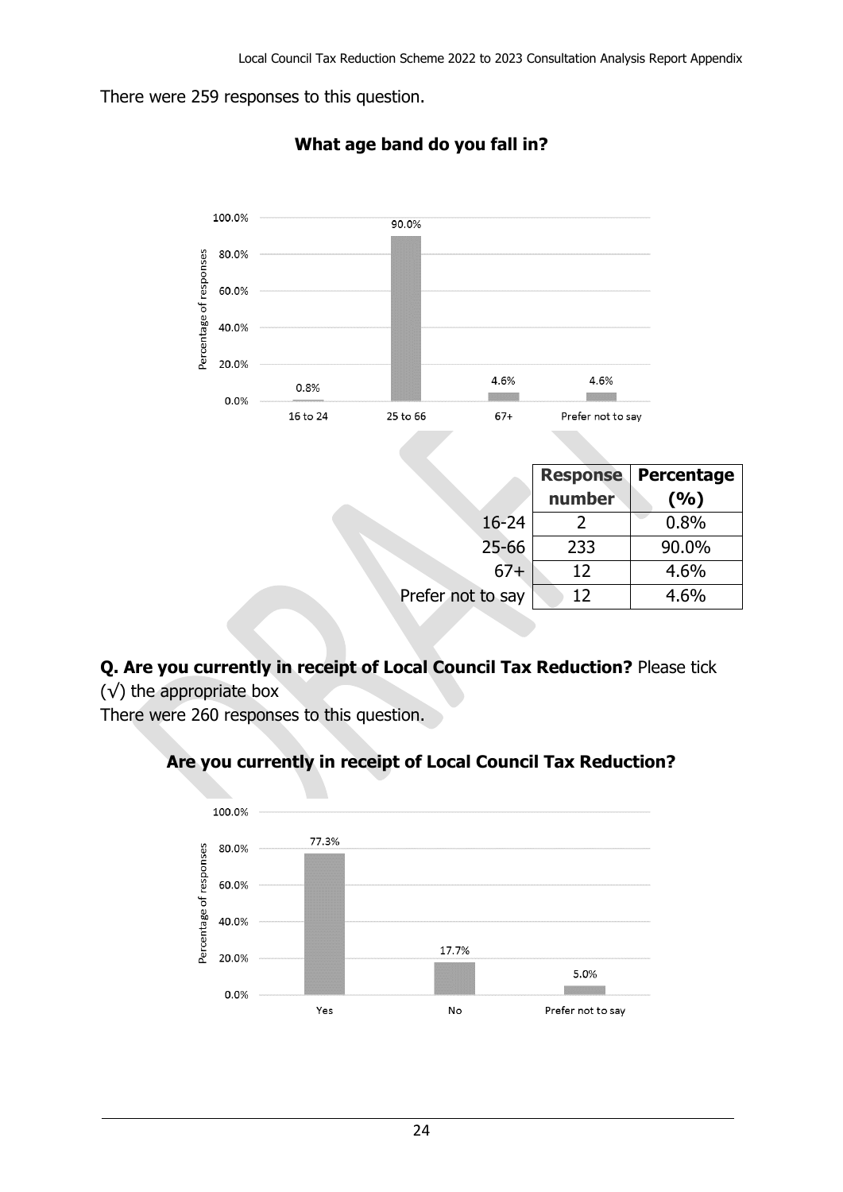There were 259 responses to this question.

**What age band do you fall in?**

| | Response number | Percentage (%) |
|---|---|---|
| 16-24 | 2 | 0.8% |
| 25-66 | 233 | 90.0% |
| 67+ | 12 | 4.6% |
| Prefer not to say | 12 | 4.6% |

**Q. Are you currently in receipt of Local Council Tax Reduction?** Please tick (√) the appropriate box

There were 260 responses to this question.

**Are you currently in receipt of Local Council Tax Reduction?**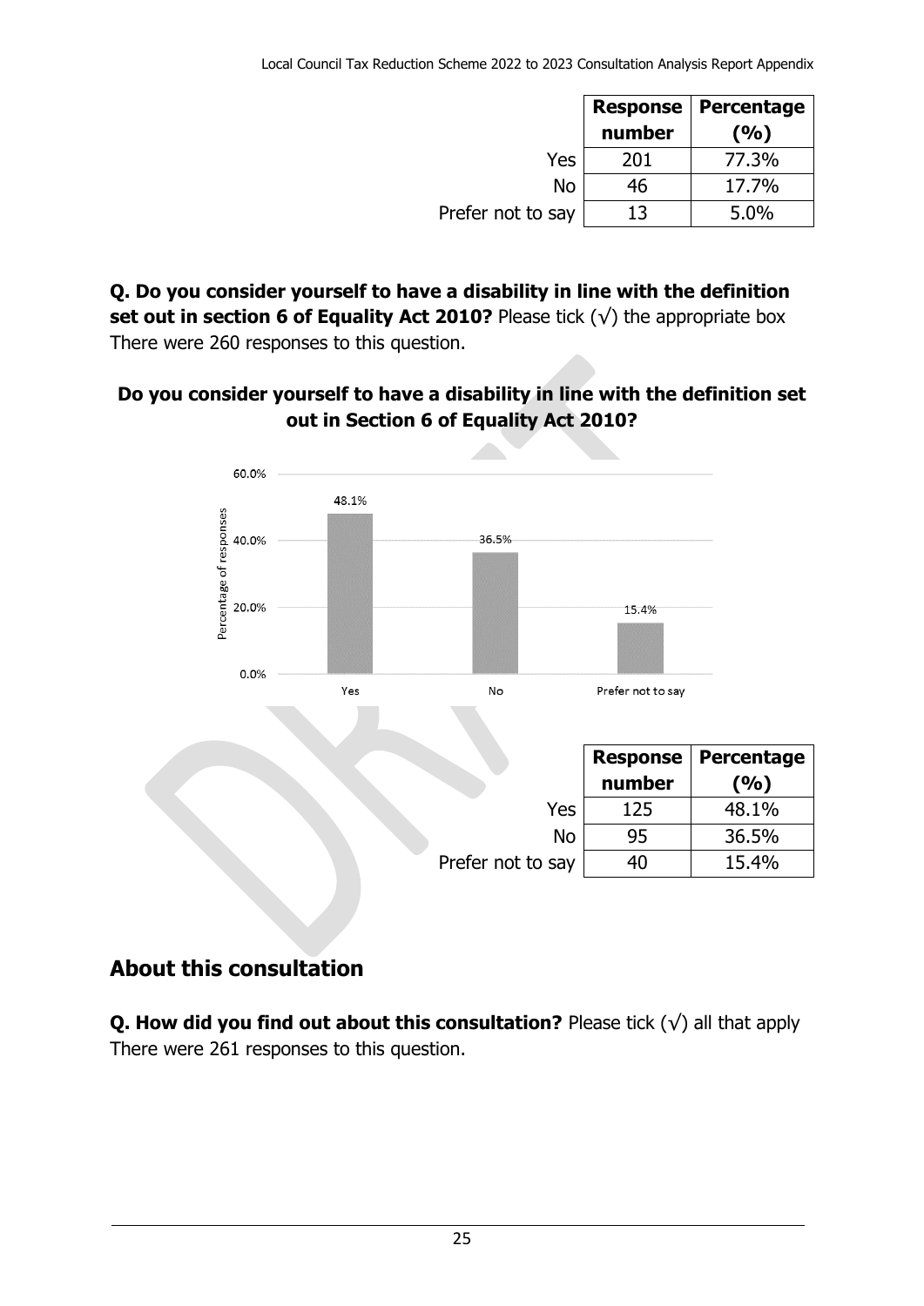| | Response number | Percentage (%) |
|---|---|---|
| Yes | 201 | 77.3% |
| No | 46 | 17.7% |
| Prefer not to say | 13 | 5.0% |

**Q. Do you consider yourself to have a disability in line with the definition set out in section 6 of Equality Act 2010?** Please tick (√) the appropriate box
There were 260 responses to this question.

**Do you consider yourself to have a disability in line with the definition set out in Section 6 of Equality Act 2010?**

| | Response number | Percentage (%) |
|---|---|---|
| Yes | 125 | 48.1% |
| No | 95 | 36.5% |
| Prefer not to say | 40 | 15.4% |

## About this consultation

**Q. How did you find out about this consultation?** Please tick (√) all that apply
There were 261 responses to this question.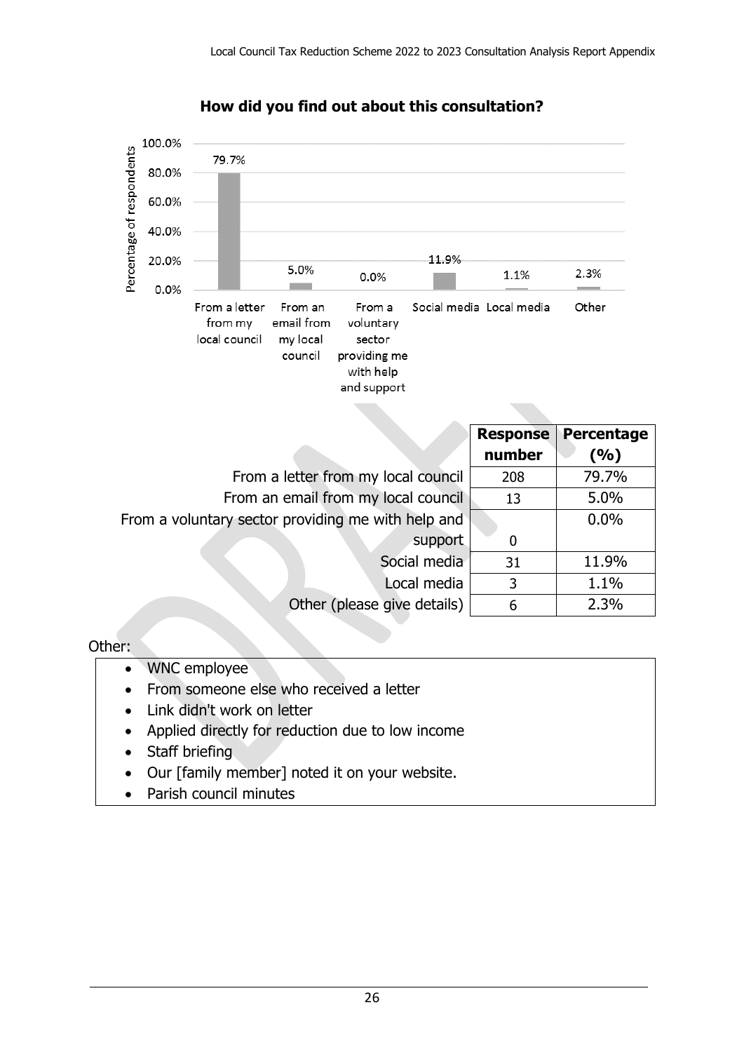**How did you find out about this consultation?**

| | Response number | Percentage (%) |
|---|---|---|
| From a letter from my local council | 208 | 79.7% |
| From an email from my local council | 13 | 5.0% |
| From a voluntary sector providing me with help and support | 0 | 0.0% |
| Social media | 31 | 11.9% |
| Local media | 3 | 1.1% |
| Other (please give details) | 6 | 2.3% |

Other:

- WNC employee
- From someone else who received a letter
- Link didn't work on letter
- Applied directly for reduction due to low income
- Staff briefing
- Our [family member] noted it on your website.
- Parish council minutes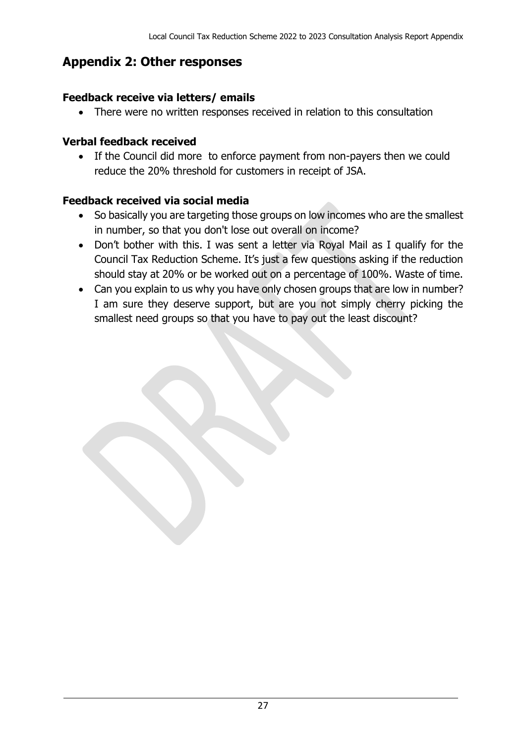## Appendix 2: Other responses

### Feedback receive via letters/ emails

- There were no written responses received in relation to this consultation

### Verbal feedback received

- If the Council did more  to enforce payment from non-payers then we could reduce the 20% threshold for customers in receipt of JSA.

### Feedback received via social media

- So basically you are targeting those groups on low incomes who are the smallest in number, so that you don't lose out overall on income?
- Don’t bother with this. I was sent a letter via Royal Mail as I qualify for the Council Tax Reduction Scheme. It’s just a few questions asking if the reduction should stay at 20% or be worked out on a percentage of 100%. Waste of time.
- Can you explain to us why you have only chosen groups that are low in number? I am sure they deserve support, but are you not simply cherry picking the smallest need groups so that you have to pay out the least discount?